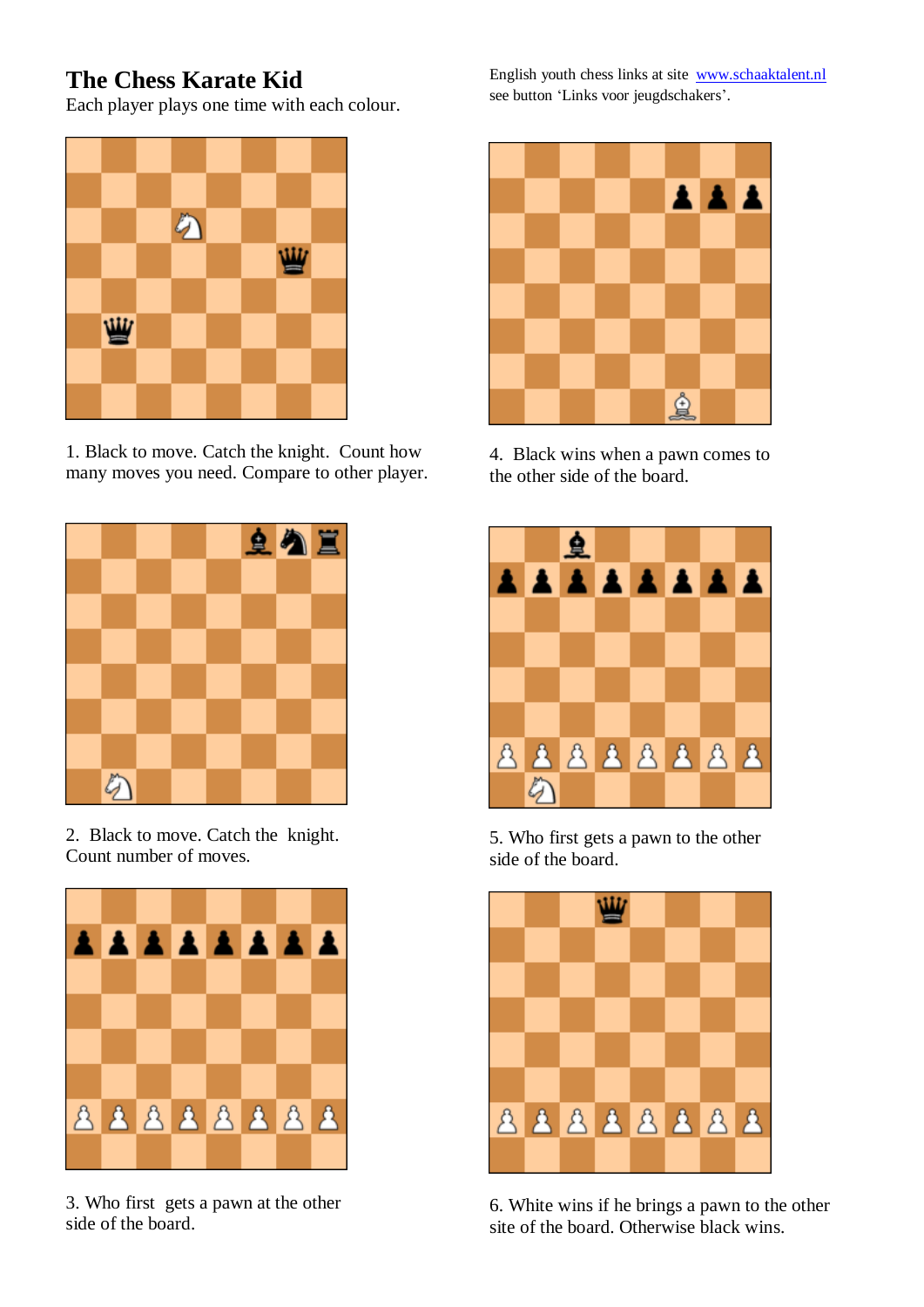# The Chess Karate Kid

Each player plays one time with each colour.

English youth chess links at site [www.schaaktalent.nl](http://www.schaaktalent.nl) see button 'Links voor jeugdschakers'.

1. Black to move. Catch the knight. Count how many moves you need. Compare to other player.

4. Black wins when a pawn comes to the other side of the board.

2. Black to move. Catch the knight. Count number of moves.

5. Who first gets a pawn to the other side of the board.

3. Who first gets a pawn at the other side of the board.

6. White wins if he brings a pawn to the other site of the board. Otherwise black wins.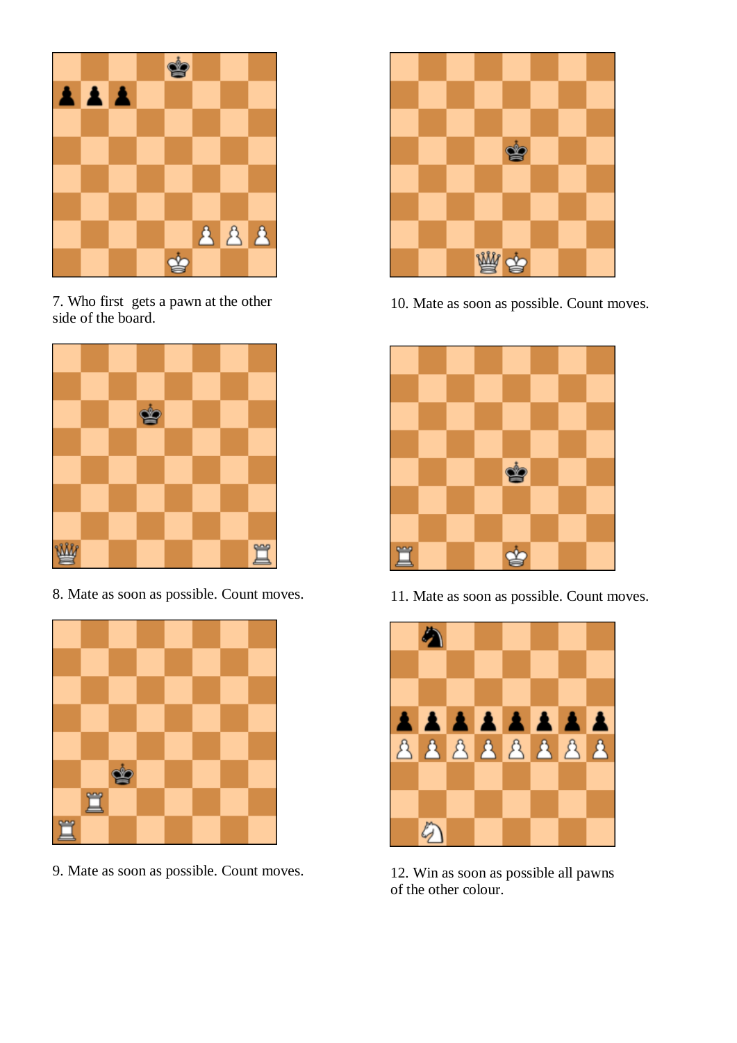7. Who first gets a pawn at the other side of the board.

8. Mate as soon as possible. Count moves.

9. Mate as soon as possible. Count moves.

10. Mate as soon as possible. Count moves.

11. Mate as soon as possible. Count moves.

12. Win as soon as possible all pawns of the other colour.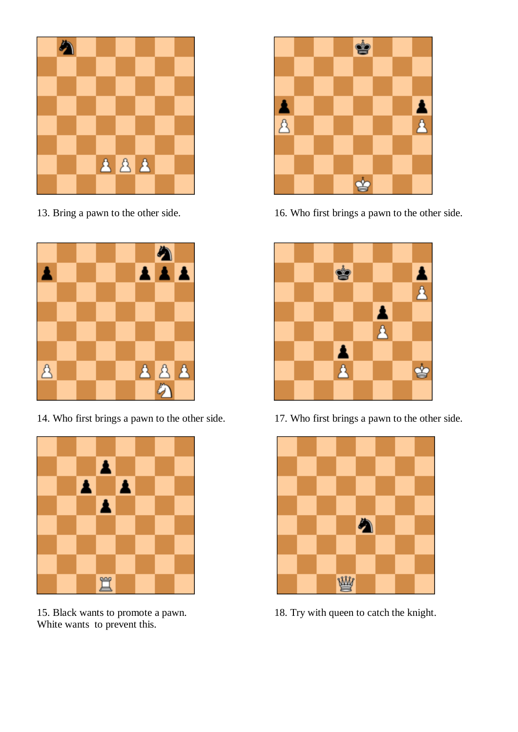13. Bring a pawn to the other side.

16. Who first brings a pawn to the other side.

14. Who first brings a pawn to the other side.

17. Who first brings a pawn to the other side.

15. Black wants to promote a pawn.
White wants to prevent this.

18. Try with queen to catch the knight.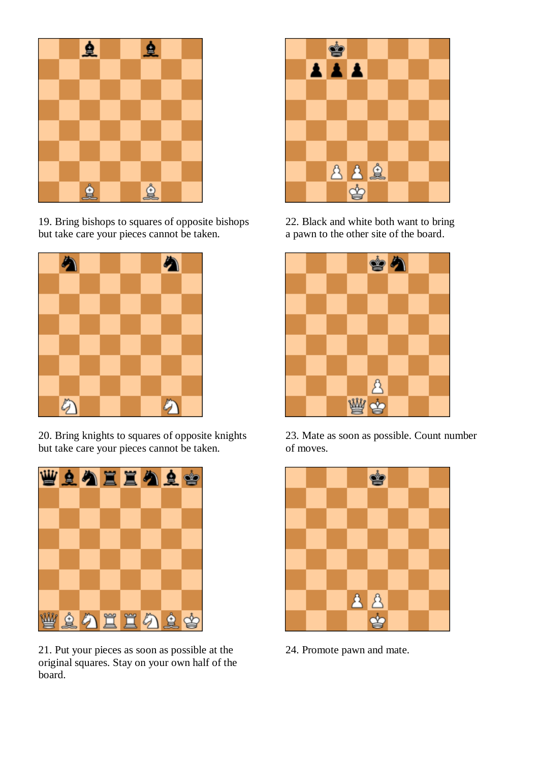19. Bring bishops to squares of opposite bishops but take care your pieces cannot be taken.

22. Black and white both want to bring a pawn to the other site of the board.

20. Bring knights to squares of opposite knights but take care your pieces cannot be taken.

23. Mate as soon as possible. Count number of moves.

21. Put your pieces as soon as possible at the original squares. Stay on your own half of the board.

24. Promote pawn and mate.